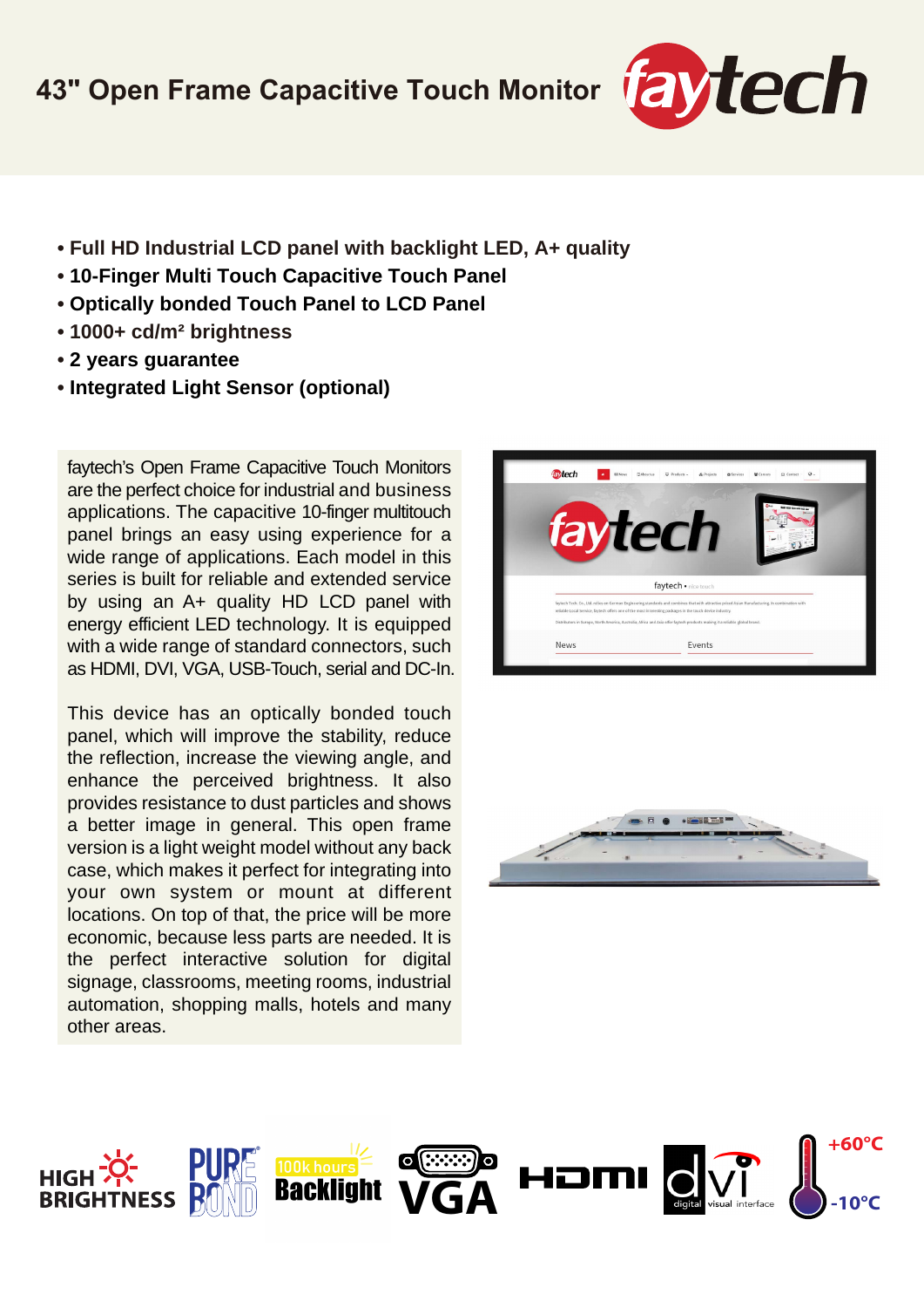# 43" Open Frame Capacitive Touch Monitor

- **Full HD Industrial LCD panel with backlight LED, A+ quality**
- **10-Finger Multi Touch Capacitive Touch Panel**
- **Optically bonded Touch Panel to LCD Panel**
- **1000+ cd/m² brightness**
- **2 years guarantee**
- **Integrated Light Sensor (optional)**

faytech's Open Frame Capacitive Touch Monitors are the perfect choice for industrial and business applications. The capacitive 10-finger multitouch panel brings an easy using experience for a wide range of applications. Each model in this series is built for reliable and extended service by using an A+ quality HD LCD panel with energy efficient LED technology. It is equipped with a wide range of standard connectors, such as HDMI, DVI, VGA, USB-Touch, serial and DC-In.

This device has an optically bonded touch panel, which will improve the stability, reduce the reflection, increase the viewing angle, and enhance the perceived brightness. It also provides resistance to dust particles and shows a better image in general. This open frame version is a light weight model without any back case, which makes it perfect for integrating into your own system or mount at different locations. On top of that, the price will be more economic, because less parts are needed. It is the perfect interactive solution for digital signage, classrooms, meeting rooms, industrial automation, shopping malls, hotels and many other areas.

HIGH BRIGHTNESS | PURE BOND | 100k hours Backlight | VGA | HDMI | dvi digital visual interface | +60°C -10°C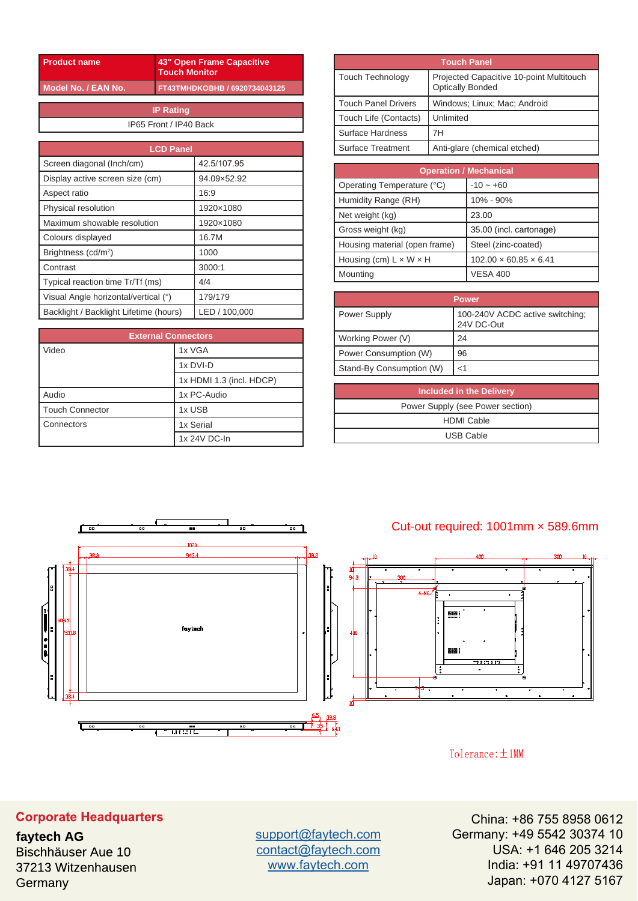| Product name | 43" Open Frame Capacitive Touch Monitor |
|---|---|
| Model No. / EAN No. | FT43TMHDKOBHB / 6920734043125 |

| IP Rating |
|---|
| IP65 Front / IP40 Back |

| LCD Panel | |
|---|---|
| Screen diagonal (Inch/cm) | 42.5/107.95 |
| Display active screen size (cm) | 94.09×52.92 |
| Aspect ratio | 16:9 |
| Physical resolution | 1920×1080 |
| Maximum showable resolution | 1920×1080 |
| Colours displayed | 16.7M |
| Brightness (cd/m²) | 1000 |
| Contrast | 3000:1 |
| Typical reaction time Tr/Tf (ms) | 4/4 |
| Visual Angle horizontal/vertical (°) | 179/179 |
| Backlight / Backlight Lifetime (hours) | LED / 100,000 |

| External Connectors | |
|---|---|
| Video | 1x VGA |
| | 1x DVI-D |
| | 1x HDMI 1.3 (incl. HDCP) |
| Audio | 1x PC-Audio |
| Touch Connector | 1x USB |
| Connectors | 1x Serial |
| | 1x 24V DC-In |

| Touch Panel | |
|---|---|
| Touch Technology | Projected Capacitive 10-point Multitouch Optically Bonded |
| Touch Panel Drivers | Windows; Linux; Mac; Android |
| Touch Life (Contacts) | Unlimited |
| Surface Hardness | 7H |
| Surface Treatment | Anti-glare (chemical etched) |

| Operation / Mechanical | |
|---|---|
| Operating Temperature (°C) | -10 ~ +60 |
| Humidity Range (RH) | 10% - 90% |
| Net weight (kg) | 23.00 |
| Gross weight (kg) | 35.00 (incl. cartonage) |
| Housing material (open frame) | Steel (zinc-coated) |
| Housing (cm) L × W × H | 102.00 × 60.85 × 6.41 |
| Mounting | VESA 400 |

| Power | |
|---|---|
| Power Supply | 100-240V ACDC active switching; 24V DC-Out |
| Working Power (V) | 24 |
| Power Consumption (W) | 96 |
| Stand-By Consumption (W) | <1 |

| Included in the Delivery |
|---|
| Power Supply (see Power section) |
| HDMI Cable |
| USB Cable |

Cut-out required: 1001mm × 589.6mm

Tolerance: ±1MM

**Corporate Headquarters**

**faytech AG**
Bischhäuser Aue 10
37213 Witzenhausen
Germany

support@faytech.com
contact@faytech.com
www.faytech.com

China: +86 755 8958 0612
Germany: +49 5542 30374 10
USA: +1 646 205 3214
India: +91 11 49707436
Japan: +070 4127 5167